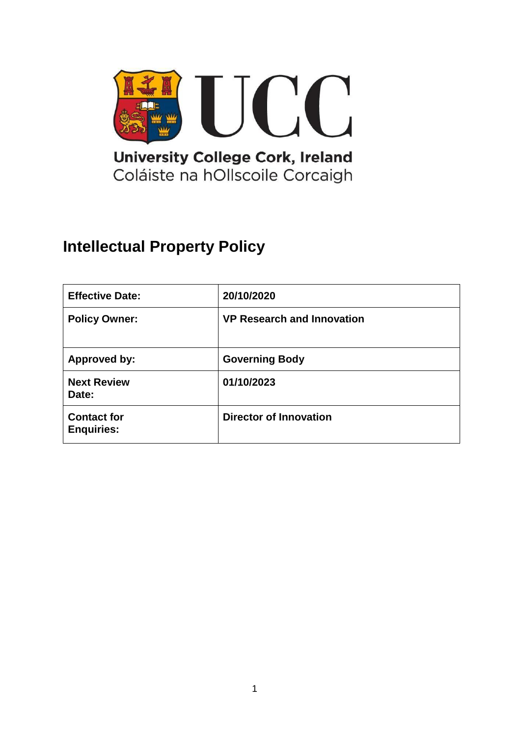UCC

University College Cork, Ireland
Coláiste na hOllscoile Corcaigh

# Intellectual Property Policy

| | |
|---|---|
| **Effective Date:** | **20/10/2020** |
| **Policy Owner:** | **VP Research and Innovation** |
| **Approved by:** | **Governing Body** |
| **Next Review Date:** | **01/10/2023** |
| **Contact for Enquiries:** | **Director of Innovation** |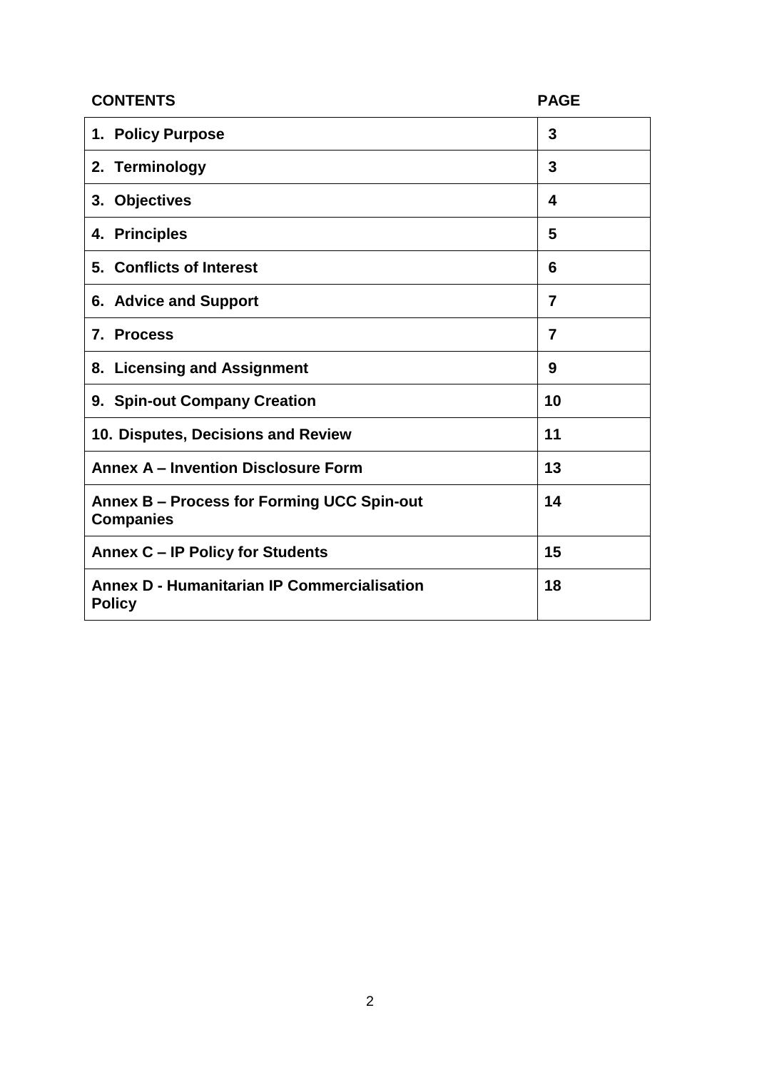| CONTENTS | PAGE |
|---|---|
| **1. Policy Purpose** | **3** |
| **2. Terminology** | **3** |
| **3. Objectives** | **4** |
| **4. Principles** | **5** |
| **5. Conflicts of Interest** | **6** |
| **6. Advice and Support** | **7** |
| **7. Process** | **7** |
| **8. Licensing and Assignment** | **9** |
| **9. Spin-out Company Creation** | **10** |
| **10. Disputes, Decisions and Review** | **11** |
| **Annex A – Invention Disclosure Form** | **13** |
| **Annex B – Process for Forming UCC Spin-out Companies** | **14** |
| **Annex C – IP Policy for Students** | **15** |
| **Annex D - Humanitarian IP Commercialisation Policy** | **18** |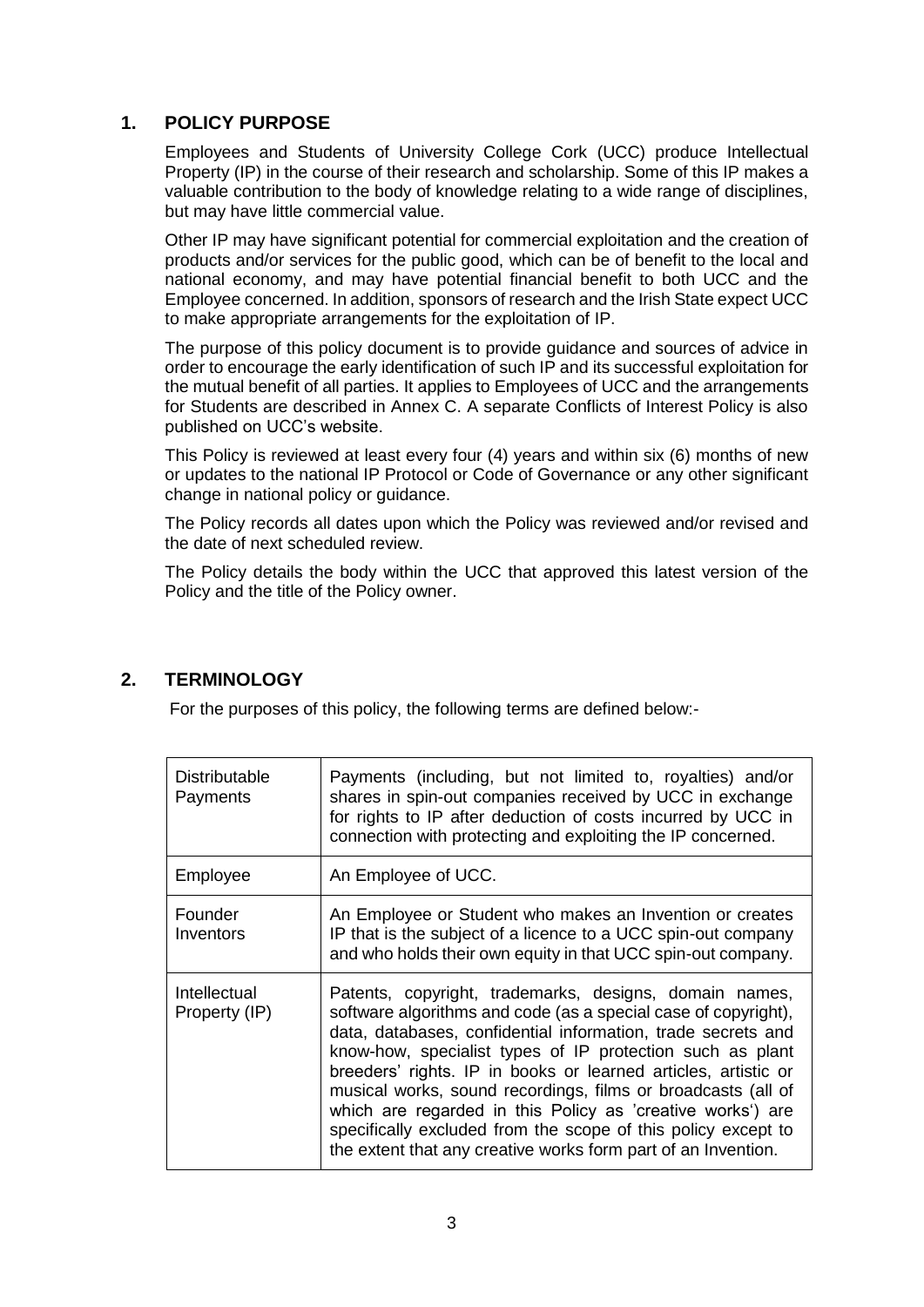## 1. POLICY PURPOSE

Employees and Students of University College Cork (UCC) produce Intellectual Property (IP) in the course of their research and scholarship. Some of this IP makes a valuable contribution to the body of knowledge relating to a wide range of disciplines, but may have little commercial value.

Other IP may have significant potential for commercial exploitation and the creation of products and/or services for the public good, which can be of benefit to the local and national economy, and may have potential financial benefit to both UCC and the Employee concerned. In addition, sponsors of research and the Irish State expect UCC to make appropriate arrangements for the exploitation of IP.

The purpose of this policy document is to provide guidance and sources of advice in order to encourage the early identification of such IP and its successful exploitation for the mutual benefit of all parties. It applies to Employees of UCC and the arrangements for Students are described in Annex C. A separate Conflicts of Interest Policy is also published on UCC's website.

This Policy is reviewed at least every four (4) years and within six (6) months of new or updates to the national IP Protocol or Code of Governance or any other significant change in national policy or guidance.

The Policy records all dates upon which the Policy was reviewed and/or revised and the date of next scheduled review.

The Policy details the body within the UCC that approved this latest version of the Policy and the title of the Policy owner.

## 2. TERMINOLOGY

For the purposes of this policy, the following terms are defined below:-

| Term | Definition |
| --- | --- |
| Distributable Payments | Payments (including, but not limited to, royalties) and/or shares in spin-out companies received by UCC in exchange for rights to IP after deduction of costs incurred by UCC in connection with protecting and exploiting the IP concerned. |
| Employee | An Employee of UCC. |
| Founder Inventors | An Employee or Student who makes an Invention or creates IP that is the subject of a licence to a UCC spin-out company and who holds their own equity in that UCC spin-out company. |
| Intellectual Property (IP) | Patents, copyright, trademarks, designs, domain names, software algorithms and code (as a special case of copyright), data, databases, confidential information, trade secrets and know-how, specialist types of IP protection such as plant breeders' rights. IP in books or learned articles, artistic or musical works, sound recordings, films or broadcasts (all of which are regarded in this Policy as 'creative works') are specifically excluded from the scope of this policy except to the extent that any creative works form part of an Invention. |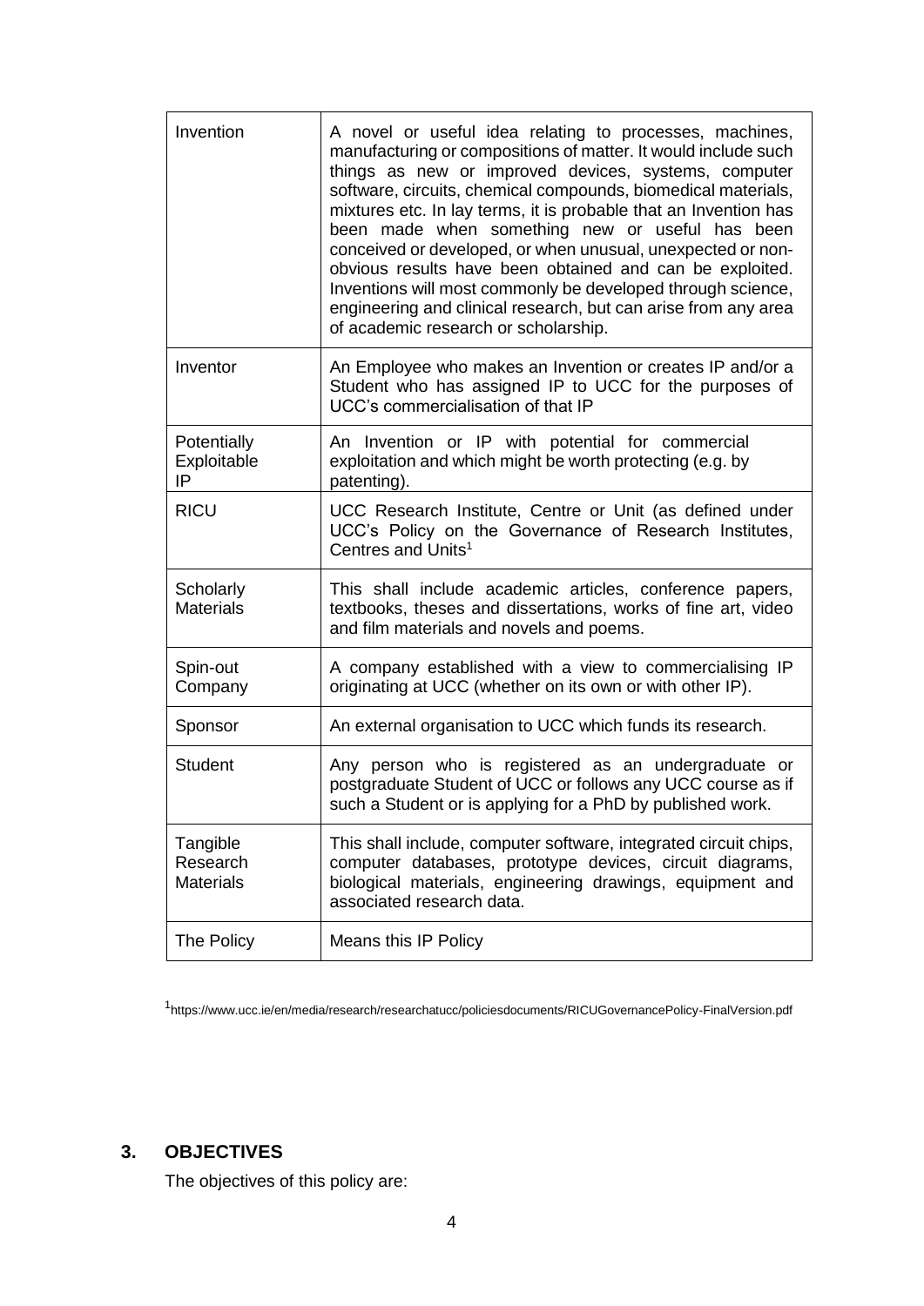| | |
|---|---|
| Invention | A novel or useful idea relating to processes, machines, manufacturing or compositions of matter. It would include such things as new or improved devices, systems, computer software, circuits, chemical compounds, biomedical materials, mixtures etc. In lay terms, it is probable that an Invention has been made when something new or useful has been conceived or developed, or when unusual, unexpected or non-obvious results have been obtained and can be exploited. Inventions will most commonly be developed through science, engineering and clinical research, but can arise from any area of academic research or scholarship. |
| Inventor | An Employee who makes an Invention or creates IP and/or a Student who has assigned IP to UCC for the purposes of UCC's commercialisation of that IP |
| Potentially Exploitable IP | An Invention or IP with potential for commercial exploitation and which might be worth protecting (e.g. by patenting). |
| RICU | UCC Research Institute, Centre or Unit (as defined under UCC's Policy on the Governance of Research Institutes, Centres and Units[1] |
| Scholarly Materials | This shall include academic articles, conference papers, textbooks, theses and dissertations, works of fine art, video and film materials and novels and poems. |
| Spin-out Company | A company established with a view to commercialising IP originating at UCC (whether on its own or with other IP). |
| Sponsor | An external organisation to UCC which funds its research. |
| Student | Any person who is registered as an undergraduate or postgraduate Student of UCC or follows any UCC course as if such a Student or is applying for a PhD by published work. |
| Tangible Research Materials | This shall include, computer software, integrated circuit chips, computer databases, prototype devices, circuit diagrams, biological materials, engineering drawings, equipment and associated research data. |
| The Policy | Means this IP Policy |

[1] https://www.ucc.ie/en/media/research/researchatucc/policiesdocuments/RICUGovernancePolicy-FinalVersion.pdf

## 3. OBJECTIVES

The objectives of this policy are: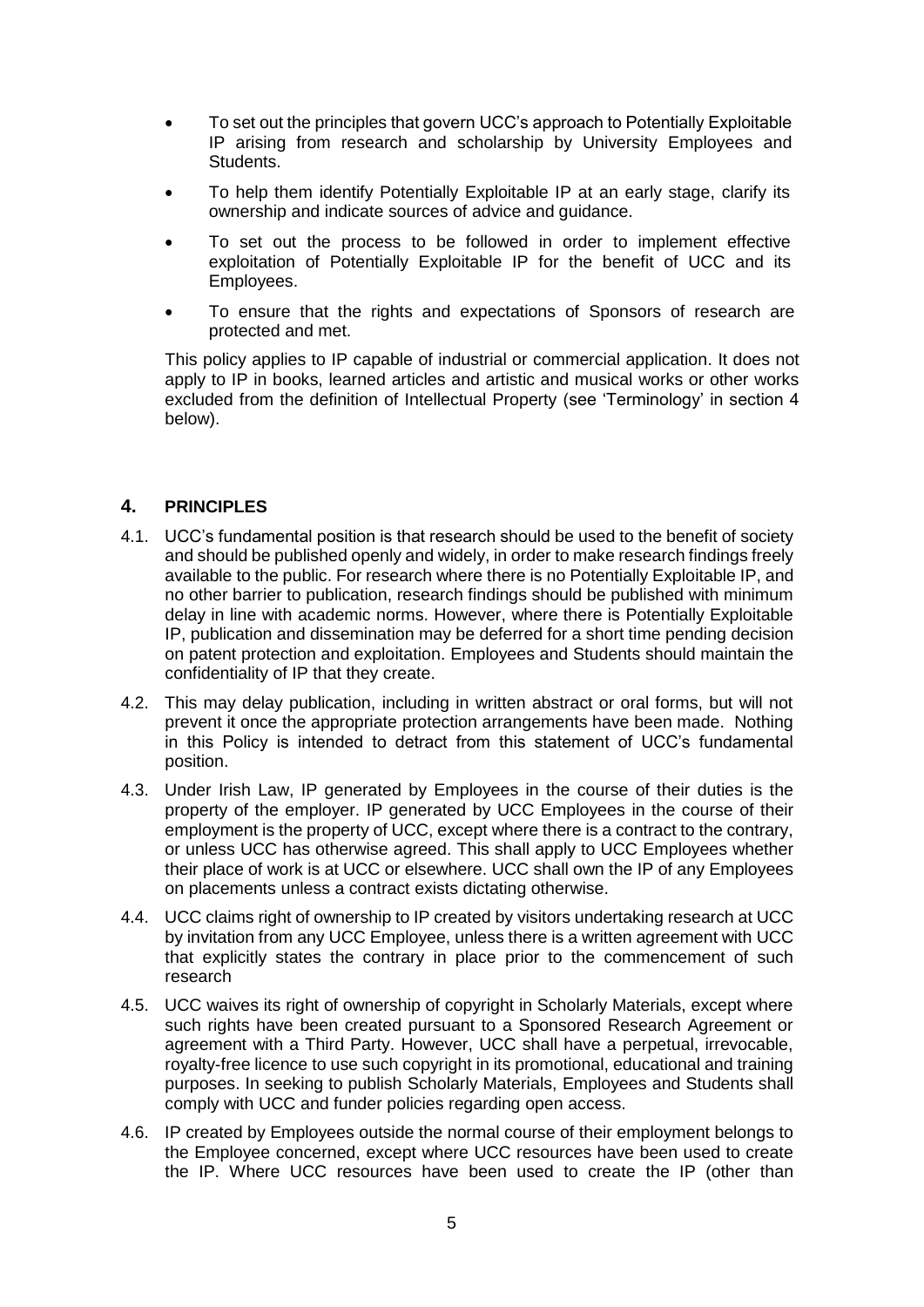- To set out the principles that govern UCC's approach to Potentially Exploitable IP arising from research and scholarship by University Employees and Students.
- To help them identify Potentially Exploitable IP at an early stage, clarify its ownership and indicate sources of advice and guidance.
- To set out the process to be followed in order to implement effective exploitation of Potentially Exploitable IP for the benefit of UCC and its Employees.
- To ensure that the rights and expectations of Sponsors of research are protected and met.

This policy applies to IP capable of industrial or commercial application. It does not apply to IP in books, learned articles and artistic and musical works or other works excluded from the definition of Intellectual Property (see 'Terminology' in section 4 below).

## 4. PRINCIPLES

4.1. UCC's fundamental position is that research should be used to the benefit of society and should be published openly and widely, in order to make research findings freely available to the public. For research where there is no Potentially Exploitable IP, and no other barrier to publication, research findings should be published with minimum delay in line with academic norms. However, where there is Potentially Exploitable IP, publication and dissemination may be deferred for a short time pending decision on patent protection and exploitation. Employees and Students should maintain the confidentiality of IP that they create.

4.2. This may delay publication, including in written abstract or oral forms, but will not prevent it once the appropriate protection arrangements have been made. Nothing in this Policy is intended to detract from this statement of UCC's fundamental position.

4.3. Under Irish Law, IP generated by Employees in the course of their duties is the property of the employer. IP generated by UCC Employees in the course of their employment is the property of UCC, except where there is a contract to the contrary, or unless UCC has otherwise agreed. This shall apply to UCC Employees whether their place of work is at UCC or elsewhere. UCC shall own the IP of any Employees on placements unless a contract exists dictating otherwise.

4.4. UCC claims right of ownership to IP created by visitors undertaking research at UCC by invitation from any UCC Employee, unless there is a written agreement with UCC that explicitly states the contrary in place prior to the commencement of such research

4.5. UCC waives its right of ownership of copyright in Scholarly Materials, except where such rights have been created pursuant to a Sponsored Research Agreement or agreement with a Third Party. However, UCC shall have a perpetual, irrevocable, royalty-free licence to use such copyright in its promotional, educational and training purposes. In seeking to publish Scholarly Materials, Employees and Students shall comply with UCC and funder policies regarding open access.

4.6. IP created by Employees outside the normal course of their employment belongs to the Employee concerned, except where UCC resources have been used to create the IP. Where UCC resources have been used to create the IP (other than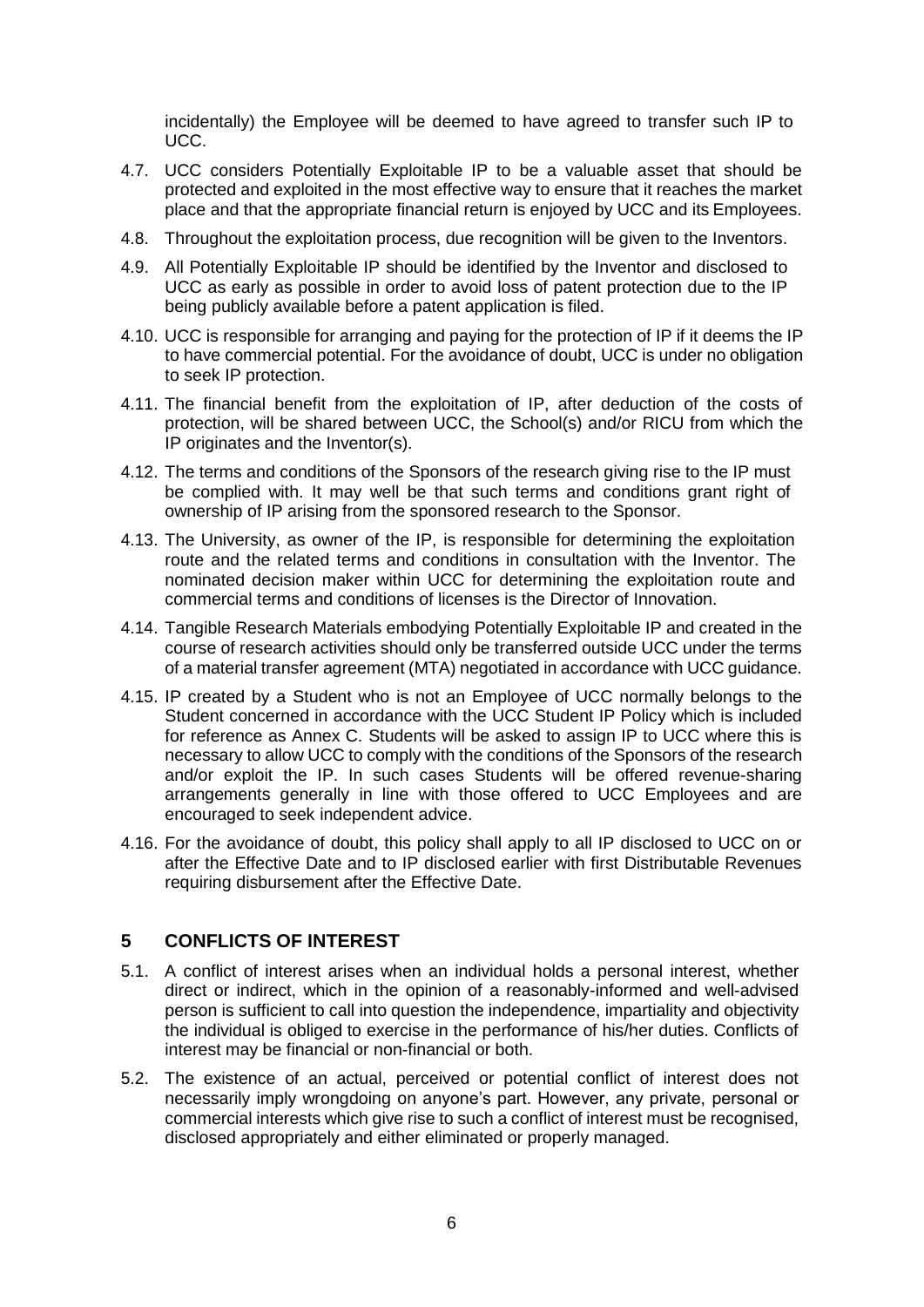incidentally) the Employee will be deemed to have agreed to transfer such IP to UCC.

4.7. UCC considers Potentially Exploitable IP to be a valuable asset that should be protected and exploited in the most effective way to ensure that it reaches the market place and that the appropriate financial return is enjoyed by UCC and its Employees.

4.8. Throughout the exploitation process, due recognition will be given to the Inventors.

4.9. All Potentially Exploitable IP should be identified by the Inventor and disclosed to UCC as early as possible in order to avoid loss of patent protection due to the IP being publicly available before a patent application is filed.

4.10. UCC is responsible for arranging and paying for the protection of IP if it deems the IP to have commercial potential. For the avoidance of doubt, UCC is under no obligation to seek IP protection.

4.11. The financial benefit from the exploitation of IP, after deduction of the costs of protection, will be shared between UCC, the School(s) and/or RICU from which the IP originates and the Inventor(s).

4.12. The terms and conditions of the Sponsors of the research giving rise to the IP must be complied with. It may well be that such terms and conditions grant right of ownership of IP arising from the sponsored research to the Sponsor.

4.13. The University, as owner of the IP, is responsible for determining the exploitation route and the related terms and conditions in consultation with the Inventor. The nominated decision maker within UCC for determining the exploitation route and commercial terms and conditions of licenses is the Director of Innovation.

4.14. Tangible Research Materials embodying Potentially Exploitable IP and created in the course of research activities should only be transferred outside UCC under the terms of a material transfer agreement (MTA) negotiated in accordance with UCC guidance.

4.15. IP created by a Student who is not an Employee of UCC normally belongs to the Student concerned in accordance with the UCC Student IP Policy which is included for reference as Annex C. Students will be asked to assign IP to UCC where this is necessary to allow UCC to comply with the conditions of the Sponsors of the research and/or exploit the IP. In such cases Students will be offered revenue-sharing arrangements generally in line with those offered to UCC Employees and are encouraged to seek independent advice.

4.16. For the avoidance of doubt, this policy shall apply to all IP disclosed to UCC on or after the Effective Date and to IP disclosed earlier with first Distributable Revenues requiring disbursement after the Effective Date.

## 5 CONFLICTS OF INTEREST

5.1. A conflict of interest arises when an individual holds a personal interest, whether direct or indirect, which in the opinion of a reasonably-informed and well-advised person is sufficient to call into question the independence, impartiality and objectivity the individual is obliged to exercise in the performance of his/her duties. Conflicts of interest may be financial or non-financial or both.

5.2. The existence of an actual, perceived or potential conflict of interest does not necessarily imply wrongdoing on anyone's part. However, any private, personal or commercial interests which give rise to such a conflict of interest must be recognised, disclosed appropriately and either eliminated or properly managed.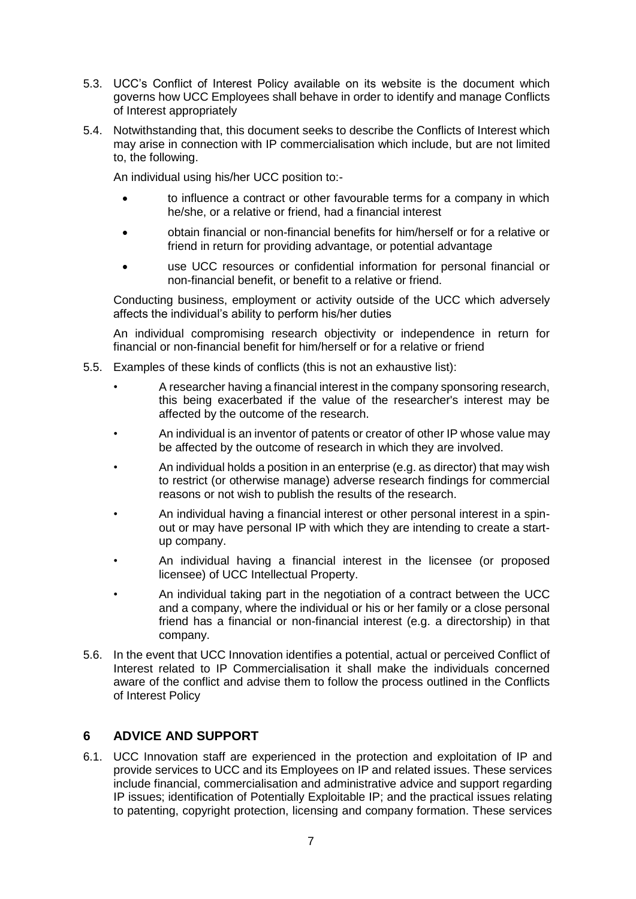5.3. UCC's Conflict of Interest Policy available on its website is the document which governs how UCC Employees shall behave in order to identify and manage Conflicts of Interest appropriately

5.4. Notwithstanding that, this document seeks to describe the Conflicts of Interest which may arise in connection with IP commercialisation which include, but are not limited to, the following.

An individual using his/her UCC position to:-

- to influence a contract or other favourable terms for a company in which he/she, or a relative or friend, had a financial interest
- obtain financial or non-financial benefits for him/herself or for a relative or friend in return for providing advantage, or potential advantage
- use UCC resources or confidential information for personal financial or non-financial benefit, or benefit to a relative or friend.

Conducting business, employment or activity outside of the UCC which adversely affects the individual's ability to perform his/her duties

An individual compromising research objectivity or independence in return for financial or non-financial benefit for him/herself or for a relative or friend

5.5. Examples of these kinds of conflicts (this is not an exhaustive list):

- A researcher having a financial interest in the company sponsoring research, this being exacerbated if the value of the researcher's interest may be affected by the outcome of the research.
- An individual is an inventor of patents or creator of other IP whose value may be affected by the outcome of research in which they are involved.
- An individual holds a position in an enterprise (e.g. as director) that may wish to restrict (or otherwise manage) adverse research findings for commercial reasons or not wish to publish the results of the research.
- An individual having a financial interest or other personal interest in a spin-out or may have personal IP with which they are intending to create a start-up company.
- An individual having a financial interest in the licensee (or proposed licensee) of UCC Intellectual Property.
- An individual taking part in the negotiation of a contract between the UCC and a company, where the individual or his or her family or a close personal friend has a financial or non-financial interest (e.g. a directorship) in that company.

5.6. In the event that UCC Innovation identifies a potential, actual or perceived Conflict of Interest related to IP Commercialisation it shall make the individuals concerned aware of the conflict and advise them to follow the process outlined in the Conflicts of Interest Policy

## 6 ADVICE AND SUPPORT

6.1. UCC Innovation staff are experienced in the protection and exploitation of IP and provide services to UCC and its Employees on IP and related issues. These services include financial, commercialisation and administrative advice and support regarding IP issues; identification of Potentially Exploitable IP; and the practical issues relating to patenting, copyright protection, licensing and company formation. These services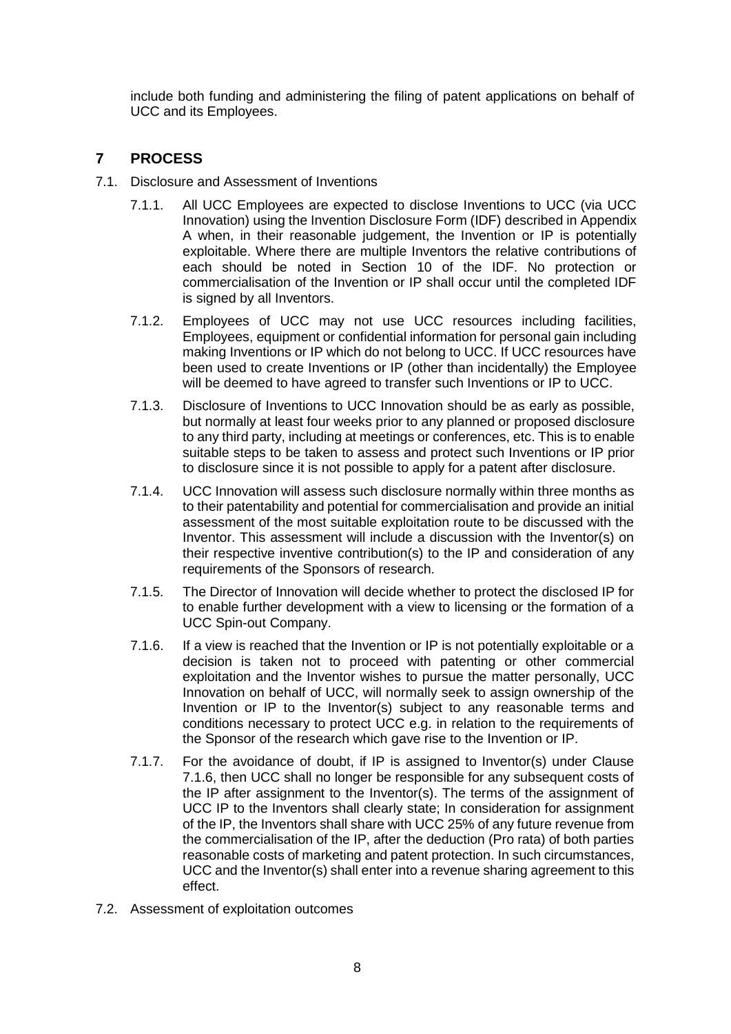include both funding and administering the filing of patent applications on behalf of UCC and its Employees.

## 7 PROCESS

7.1. Disclosure and Assessment of Inventions

7.1.1. All UCC Employees are expected to disclose Inventions to UCC (via UCC Innovation) using the Invention Disclosure Form (IDF) described in Appendix A when, in their reasonable judgement, the Invention or IP is potentially exploitable. Where there are multiple Inventors the relative contributions of each should be noted in Section 10 of the IDF. No protection or commercialisation of the Invention or IP shall occur until the completed IDF is signed by all Inventors.

7.1.2. Employees of UCC may not use UCC resources including facilities, Employees, equipment or confidential information for personal gain including making Inventions or IP which do not belong to UCC. If UCC resources have been used to create Inventions or IP (other than incidentally) the Employee will be deemed to have agreed to transfer such Inventions or IP to UCC.

7.1.3. Disclosure of Inventions to UCC Innovation should be as early as possible, but normally at least four weeks prior to any planned or proposed disclosure to any third party, including at meetings or conferences, etc. This is to enable suitable steps to be taken to assess and protect such Inventions or IP prior to disclosure since it is not possible to apply for a patent after disclosure.

7.1.4. UCC Innovation will assess such disclosure normally within three months as to their patentability and potential for commercialisation and provide an initial assessment of the most suitable exploitation route to be discussed with the Inventor. This assessment will include a discussion with the Inventor(s) on their respective inventive contribution(s) to the IP and consideration of any requirements of the Sponsors of research.

7.1.5. The Director of Innovation will decide whether to protect the disclosed IP for to enable further development with a view to licensing or the formation of a UCC Spin-out Company.

7.1.6. If a view is reached that the Invention or IP is not potentially exploitable or a decision is taken not to proceed with patenting or other commercial exploitation and the Inventor wishes to pursue the matter personally, UCC Innovation on behalf of UCC, will normally seek to assign ownership of the Invention or IP to the Inventor(s) subject to any reasonable terms and conditions necessary to protect UCC e.g. in relation to the requirements of the Sponsor of the research which gave rise to the Invention or IP.

7.1.7. For the avoidance of doubt, if IP is assigned to Inventor(s) under Clause 7.1.6, then UCC shall no longer be responsible for any subsequent costs of the IP after assignment to the Inventor(s). The terms of the assignment of UCC IP to the Inventors shall clearly state; In consideration for assignment of the IP, the Inventors shall share with UCC 25% of any future revenue from the commercialisation of the IP, after the deduction (Pro rata) of both parties reasonable costs of marketing and patent protection. In such circumstances, UCC and the Inventor(s) shall enter into a revenue sharing agreement to this effect.

7.2. Assessment of exploitation outcomes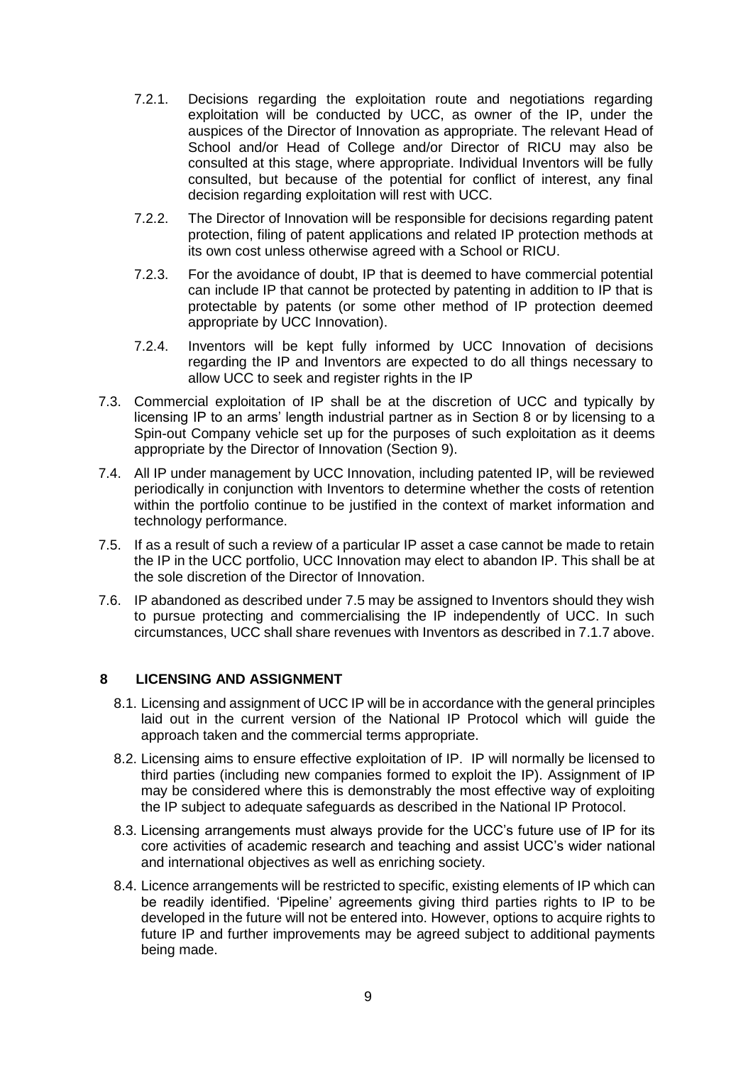7.2.1. Decisions regarding the exploitation route and negotiations regarding exploitation will be conducted by UCC, as owner of the IP, under the auspices of the Director of Innovation as appropriate. The relevant Head of School and/or Head of College and/or Director of RICU may also be consulted at this stage, where appropriate. Individual Inventors will be fully consulted, but because of the potential for conflict of interest, any final decision regarding exploitation will rest with UCC.

7.2.2. The Director of Innovation will be responsible for decisions regarding patent protection, filing of patent applications and related IP protection methods at its own cost unless otherwise agreed with a School or RICU.

7.2.3. For the avoidance of doubt, IP that is deemed to have commercial potential can include IP that cannot be protected by patenting in addition to IP that is protectable by patents (or some other method of IP protection deemed appropriate by UCC Innovation).

7.2.4. Inventors will be kept fully informed by UCC Innovation of decisions regarding the IP and Inventors are expected to do all things necessary to allow UCC to seek and register rights in the IP

7.3. Commercial exploitation of IP shall be at the discretion of UCC and typically by licensing IP to an arms' length industrial partner as in Section 8 or by licensing to a Spin-out Company vehicle set up for the purposes of such exploitation as it deems appropriate by the Director of Innovation (Section 9).

7.4. All IP under management by UCC Innovation, including patented IP, will be reviewed periodically in conjunction with Inventors to determine whether the costs of retention within the portfolio continue to be justified in the context of market information and technology performance.

7.5. If as a result of such a review of a particular IP asset a case cannot be made to retain the IP in the UCC portfolio, UCC Innovation may elect to abandon IP. This shall be at the sole discretion of the Director of Innovation.

7.6. IP abandoned as described under 7.5 may be assigned to Inventors should they wish to pursue protecting and commercialising the IP independently of UCC. In such circumstances, UCC shall share revenues with Inventors as described in 7.1.7 above.

## 8 LICENSING AND ASSIGNMENT

8.1. Licensing and assignment of UCC IP will be in accordance with the general principles laid out in the current version of the National IP Protocol which will guide the approach taken and the commercial terms appropriate.

8.2. Licensing aims to ensure effective exploitation of IP. IP will normally be licensed to third parties (including new companies formed to exploit the IP). Assignment of IP may be considered where this is demonstrably the most effective way of exploiting the IP subject to adequate safeguards as described in the National IP Protocol.

8.3. Licensing arrangements must always provide for the UCC's future use of IP for its core activities of academic research and teaching and assist UCC's wider national and international objectives as well as enriching society.

8.4. Licence arrangements will be restricted to specific, existing elements of IP which can be readily identified. 'Pipeline' agreements giving third parties rights to IP to be developed in the future will not be entered into. However, options to acquire rights to future IP and further improvements may be agreed subject to additional payments being made.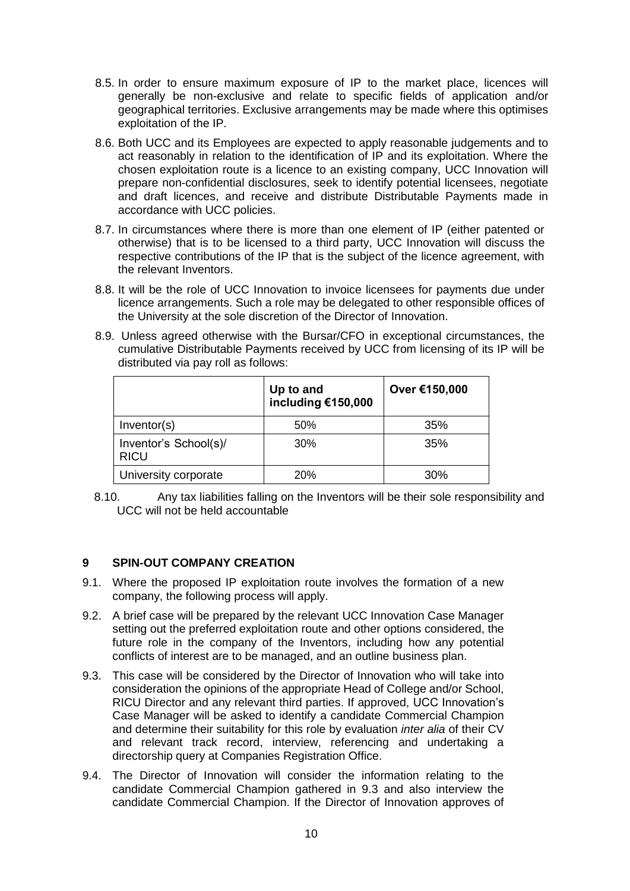8.5. In order to ensure maximum exposure of IP to the market place, licences will generally be non-exclusive and relate to specific fields of application and/or geographical territories. Exclusive arrangements may be made where this optimises exploitation of the IP.

8.6. Both UCC and its Employees are expected to apply reasonable judgements and to act reasonably in relation to the identification of IP and its exploitation. Where the chosen exploitation route is a licence to an existing company, UCC Innovation will prepare non-confidential disclosures, seek to identify potential licensees, negotiate and draft licences, and receive and distribute Distributable Payments made in accordance with UCC policies.

8.7. In circumstances where there is more than one element of IP (either patented or otherwise) that is to be licensed to a third party, UCC Innovation will discuss the respective contributions of the IP that is the subject of the licence agreement, with the relevant Inventors.

8.8. It will be the role of UCC Innovation to invoice licensees for payments due under licence arrangements. Such a role may be delegated to other responsible offices of the University at the sole discretion of the Director of Innovation.

8.9. Unless agreed otherwise with the Bursar/CFO in exceptional circumstances, the cumulative Distributable Payments received by UCC from licensing of its IP will be distributed via pay roll as follows:

| | Up to and including €150,000 | Over €150,000 |
|---|---|---|
| Inventor(s) | 50% | 35% |
| Inventor's School(s)/ RICU | 30% | 35% |
| University corporate | 20% | 30% |

8.10. Any tax liabilities falling on the Inventors will be their sole responsibility and UCC will not be held accountable

## 9 SPIN-OUT COMPANY CREATION

9.1. Where the proposed IP exploitation route involves the formation of a new company, the following process will apply.

9.2. A brief case will be prepared by the relevant UCC Innovation Case Manager setting out the preferred exploitation route and other options considered, the future role in the company of the Inventors, including how any potential conflicts of interest are to be managed, and an outline business plan.

9.3. This case will be considered by the Director of Innovation who will take into consideration the opinions of the appropriate Head of College and/or School, RICU Director and any relevant third parties. If approved, UCC Innovation's Case Manager will be asked to identify a candidate Commercial Champion and determine their suitability for this role by evaluation *inter alia* of their CV and relevant track record, interview, referencing and undertaking a directorship query at Companies Registration Office.

9.4. The Director of Innovation will consider the information relating to the candidate Commercial Champion gathered in 9.3 and also interview the candidate Commercial Champion. If the Director of Innovation approves of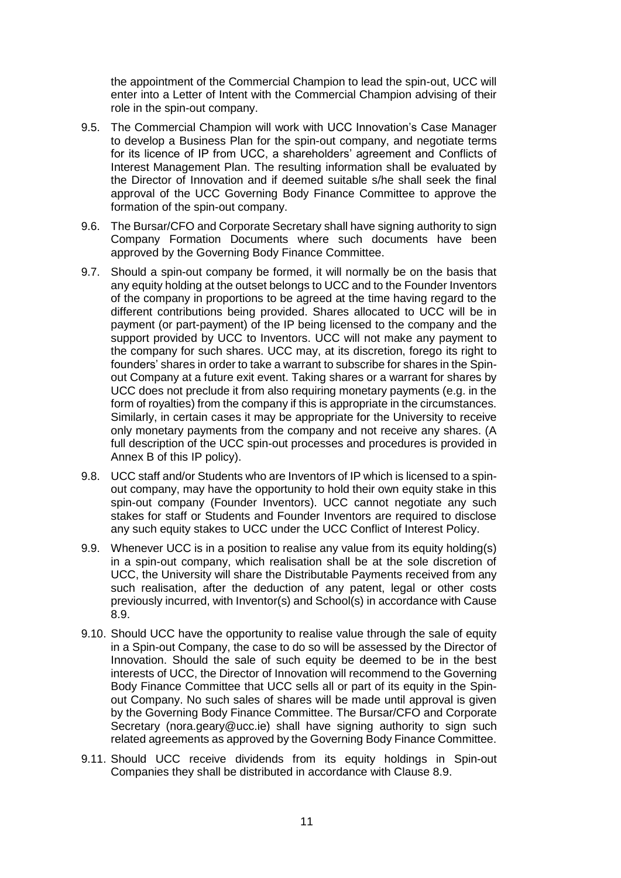the appointment of the Commercial Champion to lead the spin-out, UCC will enter into a Letter of Intent with the Commercial Champion advising of their role in the spin-out company.

9.5. The Commercial Champion will work with UCC Innovation's Case Manager to develop a Business Plan for the spin-out company, and negotiate terms for its licence of IP from UCC, a shareholders' agreement and Conflicts of Interest Management Plan. The resulting information shall be evaluated by the Director of Innovation and if deemed suitable s/he shall seek the final approval of the UCC Governing Body Finance Committee to approve the formation of the spin-out company.

9.6. The Bursar/CFO and Corporate Secretary shall have signing authority to sign Company Formation Documents where such documents have been approved by the Governing Body Finance Committee.

9.7. Should a spin-out company be formed, it will normally be on the basis that any equity holding at the outset belongs to UCC and to the Founder Inventors of the company in proportions to be agreed at the time having regard to the different contributions being provided. Shares allocated to UCC will be in payment (or part-payment) of the IP being licensed to the company and the support provided by UCC to Inventors. UCC will not make any payment to the company for such shares. UCC may, at its discretion, forego its right to founders' shares in order to take a warrant to subscribe for shares in the Spin-out Company at a future exit event. Taking shares or a warrant for shares by UCC does not preclude it from also requiring monetary payments (e.g. in the form of royalties) from the company if this is appropriate in the circumstances. Similarly, in certain cases it may be appropriate for the University to receive only monetary payments from the company and not receive any shares. (A full description of the UCC spin-out processes and procedures is provided in Annex B of this IP policy).

9.8. UCC staff and/or Students who are Inventors of IP which is licensed to a spin-out company, may have the opportunity to hold their own equity stake in this spin-out company (Founder Inventors). UCC cannot negotiate any such stakes for staff or Students and Founder Inventors are required to disclose any such equity stakes to UCC under the UCC Conflict of Interest Policy.

9.9. Whenever UCC is in a position to realise any value from its equity holding(s) in a spin-out company, which realisation shall be at the sole discretion of UCC, the University will share the Distributable Payments received from any such realisation, after the deduction of any patent, legal or other costs previously incurred, with Inventor(s) and School(s) in accordance with Cause 8.9.

9.10. Should UCC have the opportunity to realise value through the sale of equity in a Spin-out Company, the case to do so will be assessed by the Director of Innovation. Should the sale of such equity be deemed to be in the best interests of UCC, the Director of Innovation will recommend to the Governing Body Finance Committee that UCC sells all or part of its equity in the Spin-out Company. No such sales of shares will be made until approval is given by the Governing Body Finance Committee. The Bursar/CFO and Corporate Secretary (nora.geary@ucc.ie) shall have signing authority to sign such related agreements as approved by the Governing Body Finance Committee.

9.11. Should UCC receive dividends from its equity holdings in Spin-out Companies they shall be distributed in accordance with Clause 8.9.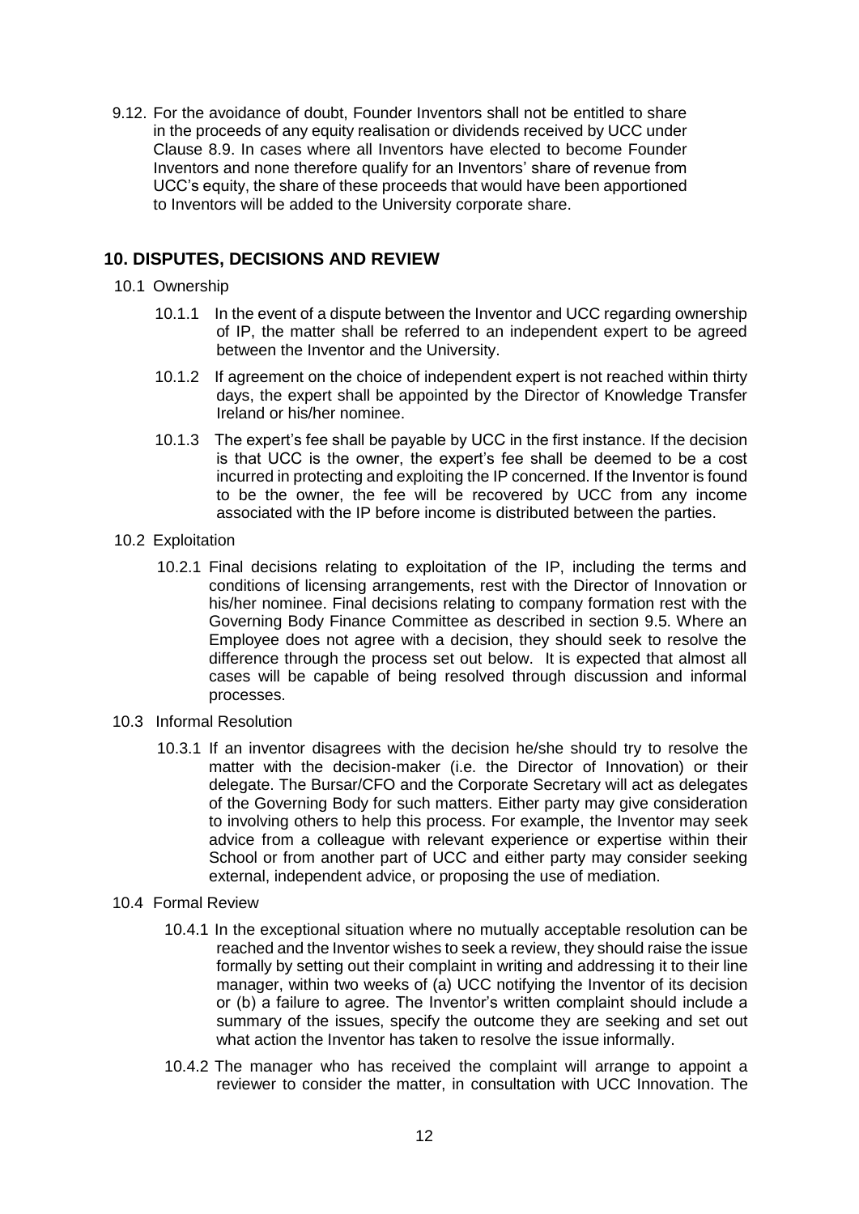9.12. For the avoidance of doubt, Founder Inventors shall not be entitled to share in the proceeds of any equity realisation or dividends received by UCC under Clause 8.9. In cases where all Inventors have elected to become Founder Inventors and none therefore qualify for an Inventors' share of revenue from UCC's equity, the share of these proceeds that would have been apportioned to Inventors will be added to the University corporate share.

## 10. DISPUTES, DECISIONS AND REVIEW

10.1 Ownership

10.1.1 In the event of a dispute between the Inventor and UCC regarding ownership of IP, the matter shall be referred to an independent expert to be agreed between the Inventor and the University.

10.1.2 If agreement on the choice of independent expert is not reached within thirty days, the expert shall be appointed by the Director of Knowledge Transfer Ireland or his/her nominee.

10.1.3 The expert's fee shall be payable by UCC in the first instance. If the decision is that UCC is the owner, the expert's fee shall be deemed to be a cost incurred in protecting and exploiting the IP concerned. If the Inventor is found to be the owner, the fee will be recovered by UCC from any income associated with the IP before income is distributed between the parties.

10.2 Exploitation

10.2.1 Final decisions relating to exploitation of the IP, including the terms and conditions of licensing arrangements, rest with the Director of Innovation or his/her nominee. Final decisions relating to company formation rest with the Governing Body Finance Committee as described in section 9.5. Where an Employee does not agree with a decision, they should seek to resolve the difference through the process set out below. It is expected that almost all cases will be capable of being resolved through discussion and informal processes.

10.3 Informal Resolution

10.3.1 If an inventor disagrees with the decision he/she should try to resolve the matter with the decision-maker (i.e. the Director of Innovation) or their delegate. The Bursar/CFO and the Corporate Secretary will act as delegates of the Governing Body for such matters. Either party may give consideration to involving others to help this process. For example, the Inventor may seek advice from a colleague with relevant experience or expertise within their School or from another part of UCC and either party may consider seeking external, independent advice, or proposing the use of mediation.

10.4 Formal Review

10.4.1 In the exceptional situation where no mutually acceptable resolution can be reached and the Inventor wishes to seek a review, they should raise the issue formally by setting out their complaint in writing and addressing it to their line manager, within two weeks of (a) UCC notifying the Inventor of its decision or (b) a failure to agree. The Inventor's written complaint should include a summary of the issues, specify the outcome they are seeking and set out what action the Inventor has taken to resolve the issue informally.

10.4.2 The manager who has received the complaint will arrange to appoint a reviewer to consider the matter, in consultation with UCC Innovation. The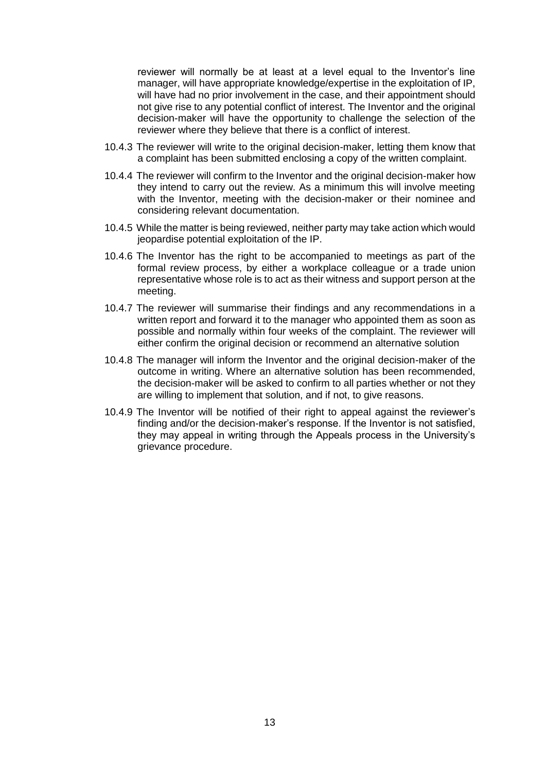reviewer will normally be at least at a level equal to the Inventor's line manager, will have appropriate knowledge/expertise in the exploitation of IP, will have had no prior involvement in the case, and their appointment should not give rise to any potential conflict of interest. The Inventor and the original decision-maker will have the opportunity to challenge the selection of the reviewer where they believe that there is a conflict of interest.

10.4.3 The reviewer will write to the original decision-maker, letting them know that a complaint has been submitted enclosing a copy of the written complaint.

10.4.4 The reviewer will confirm to the Inventor and the original decision-maker how they intend to carry out the review. As a minimum this will involve meeting with the Inventor, meeting with the decision-maker or their nominee and considering relevant documentation.

10.4.5 While the matter is being reviewed, neither party may take action which would jeopardise potential exploitation of the IP.

10.4.6 The Inventor has the right to be accompanied to meetings as part of the formal review process, by either a workplace colleague or a trade union representative whose role is to act as their witness and support person at the meeting.

10.4.7 The reviewer will summarise their findings and any recommendations in a written report and forward it to the manager who appointed them as soon as possible and normally within four weeks of the complaint. The reviewer will either confirm the original decision or recommend an alternative solution

10.4.8 The manager will inform the Inventor and the original decision-maker of the outcome in writing. Where an alternative solution has been recommended, the decision-maker will be asked to confirm to all parties whether or not they are willing to implement that solution, and if not, to give reasons.

10.4.9 The Inventor will be notified of their right to appeal against the reviewer's finding and/or the decision-maker's response. If the Inventor is not satisfied, they may appeal in writing through the Appeals process in the University's grievance procedure.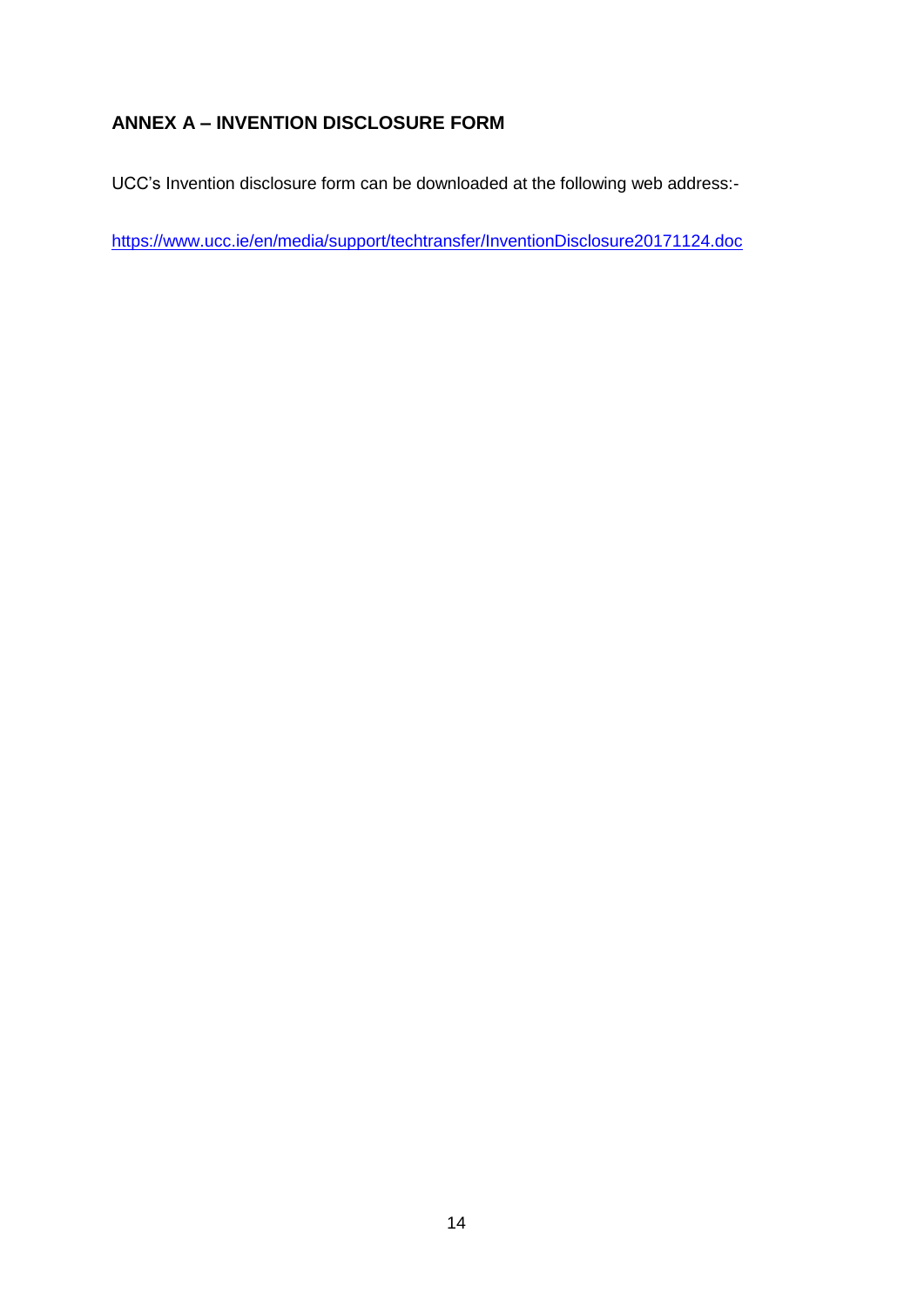## ANNEX A – INVENTION DISCLOSURE FORM

UCC's Invention disclosure form can be downloaded at the following web address:-

https://www.ucc.ie/en/media/support/techtransfer/InventionDisclosure20171124.doc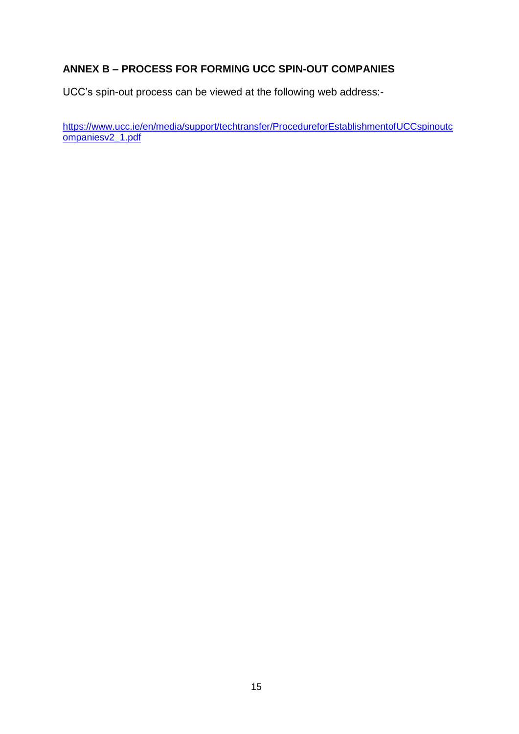## ANNEX B – PROCESS FOR FORMING UCC SPIN-OUT COMPANIES

UCC's spin-out process can be viewed at the following web address:-

https://www.ucc.ie/en/media/support/techtransfer/ProcedureforEstablishmentofUCCspinoutcompaniesv2_1.pdf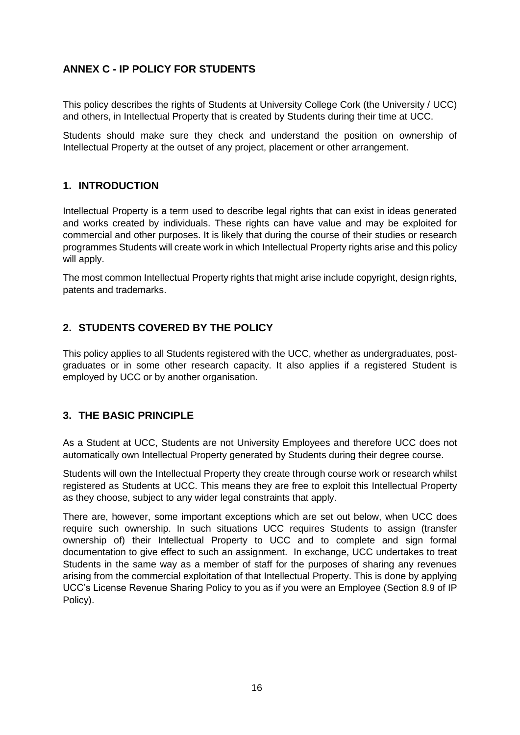## ANNEX C - IP POLICY FOR STUDENTS

This policy describes the rights of Students at University College Cork (the University / UCC) and others, in Intellectual Property that is created by Students during their time at UCC.

Students should make sure they check and understand the position on ownership of Intellectual Property at the outset of any project, placement or other arrangement.

### 1. INTRODUCTION

Intellectual Property is a term used to describe legal rights that can exist in ideas generated and works created by individuals. These rights can have value and may be exploited for commercial and other purposes. It is likely that during the course of their studies or research programmes Students will create work in which Intellectual Property rights arise and this policy will apply.

The most common Intellectual Property rights that might arise include copyright, design rights, patents and trademarks.

### 2. STUDENTS COVERED BY THE POLICY

This policy applies to all Students registered with the UCC, whether as undergraduates, post-graduates or in some other research capacity. It also applies if a registered Student is employed by UCC or by another organisation.

### 3. THE BASIC PRINCIPLE

As a Student at UCC, Students are not University Employees and therefore UCC does not automatically own Intellectual Property generated by Students during their degree course.

Students will own the Intellectual Property they create through course work or research whilst registered as Students at UCC. This means they are free to exploit this Intellectual Property as they choose, subject to any wider legal constraints that apply.

There are, however, some important exceptions which are set out below, when UCC does require such ownership. In such situations UCC requires Students to assign (transfer ownership of) their Intellectual Property to UCC and to complete and sign formal documentation to give effect to such an assignment. In exchange, UCC undertakes to treat Students in the same way as a member of staff for the purposes of sharing any revenues arising from the commercial exploitation of that Intellectual Property. This is done by applying UCC's License Revenue Sharing Policy to you as if you were an Employee (Section 8.9 of IP Policy).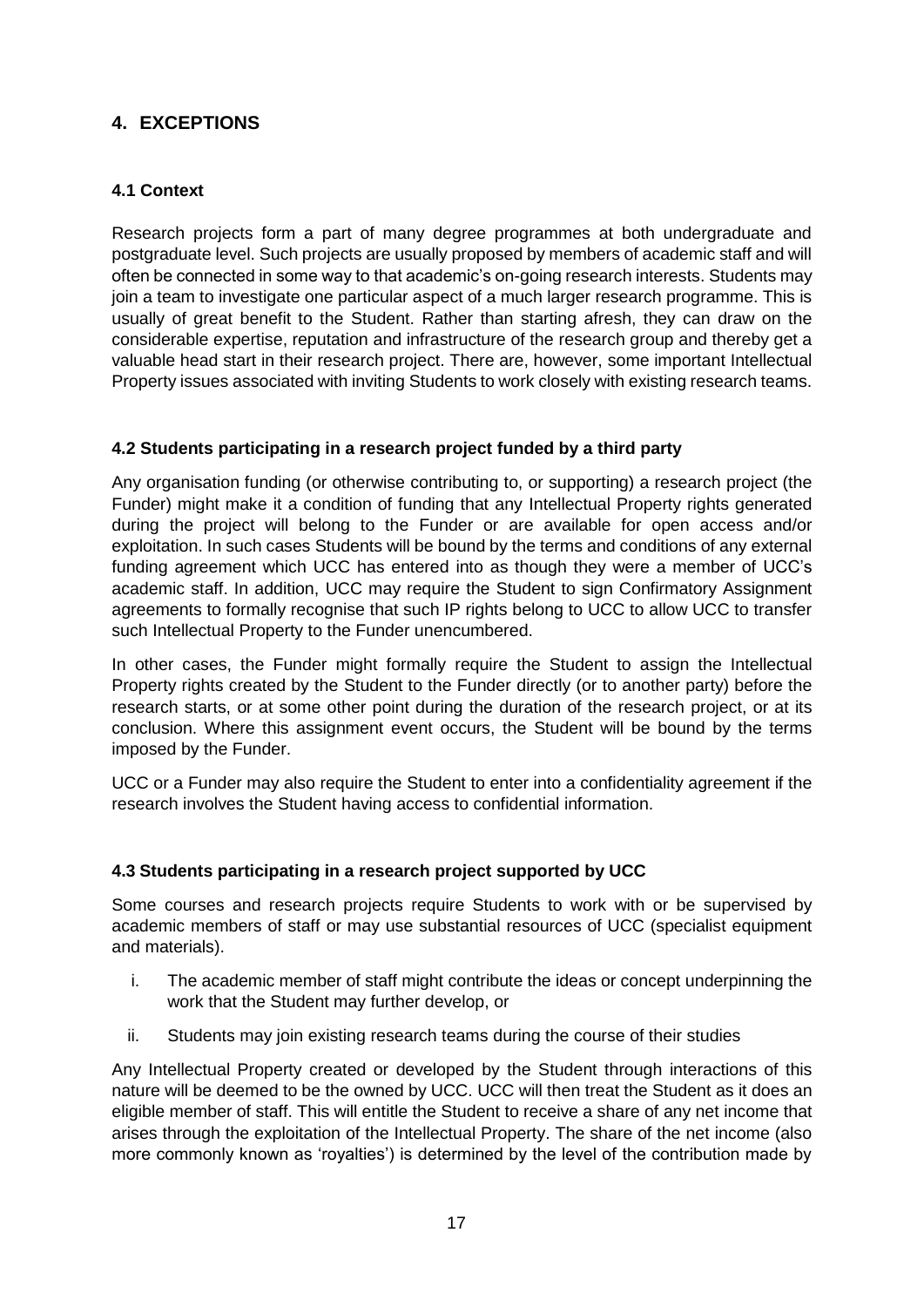## 4. EXCEPTIONS

### 4.1 Context

Research projects form a part of many degree programmes at both undergraduate and postgraduate level. Such projects are usually proposed by members of academic staff and will often be connected in some way to that academic's on-going research interests. Students may join a team to investigate one particular aspect of a much larger research programme. This is usually of great benefit to the Student. Rather than starting afresh, they can draw on the considerable expertise, reputation and infrastructure of the research group and thereby get a valuable head start in their research project. There are, however, some important Intellectual Property issues associated with inviting Students to work closely with existing research teams.

### 4.2 Students participating in a research project funded by a third party

Any organisation funding (or otherwise contributing to, or supporting) a research project (the Funder) might make it a condition of funding that any Intellectual Property rights generated during the project will belong to the Funder or are available for open access and/or exploitation. In such cases Students will be bound by the terms and conditions of any external funding agreement which UCC has entered into as though they were a member of UCC's academic staff. In addition, UCC may require the Student to sign Confirmatory Assignment agreements to formally recognise that such IP rights belong to UCC to allow UCC to transfer such Intellectual Property to the Funder unencumbered.

In other cases, the Funder might formally require the Student to assign the Intellectual Property rights created by the Student to the Funder directly (or to another party) before the research starts, or at some other point during the duration of the research project, or at its conclusion. Where this assignment event occurs, the Student will be bound by the terms imposed by the Funder.

UCC or a Funder may also require the Student to enter into a confidentiality agreement if the research involves the Student having access to confidential information.

### 4.3 Students participating in a research project supported by UCC

Some courses and research projects require Students to work with or be supervised by academic members of staff or may use substantial resources of UCC (specialist equipment and materials).

i. The academic member of staff might contribute the ideas or concept underpinning the work that the Student may further develop, or

ii. Students may join existing research teams during the course of their studies

Any Intellectual Property created or developed by the Student through interactions of this nature will be deemed to be the owned by UCC. UCC will then treat the Student as it does an eligible member of staff. This will entitle the Student to receive a share of any net income that arises through the exploitation of the Intellectual Property. The share of the net income (also more commonly known as 'royalties') is determined by the level of the contribution made by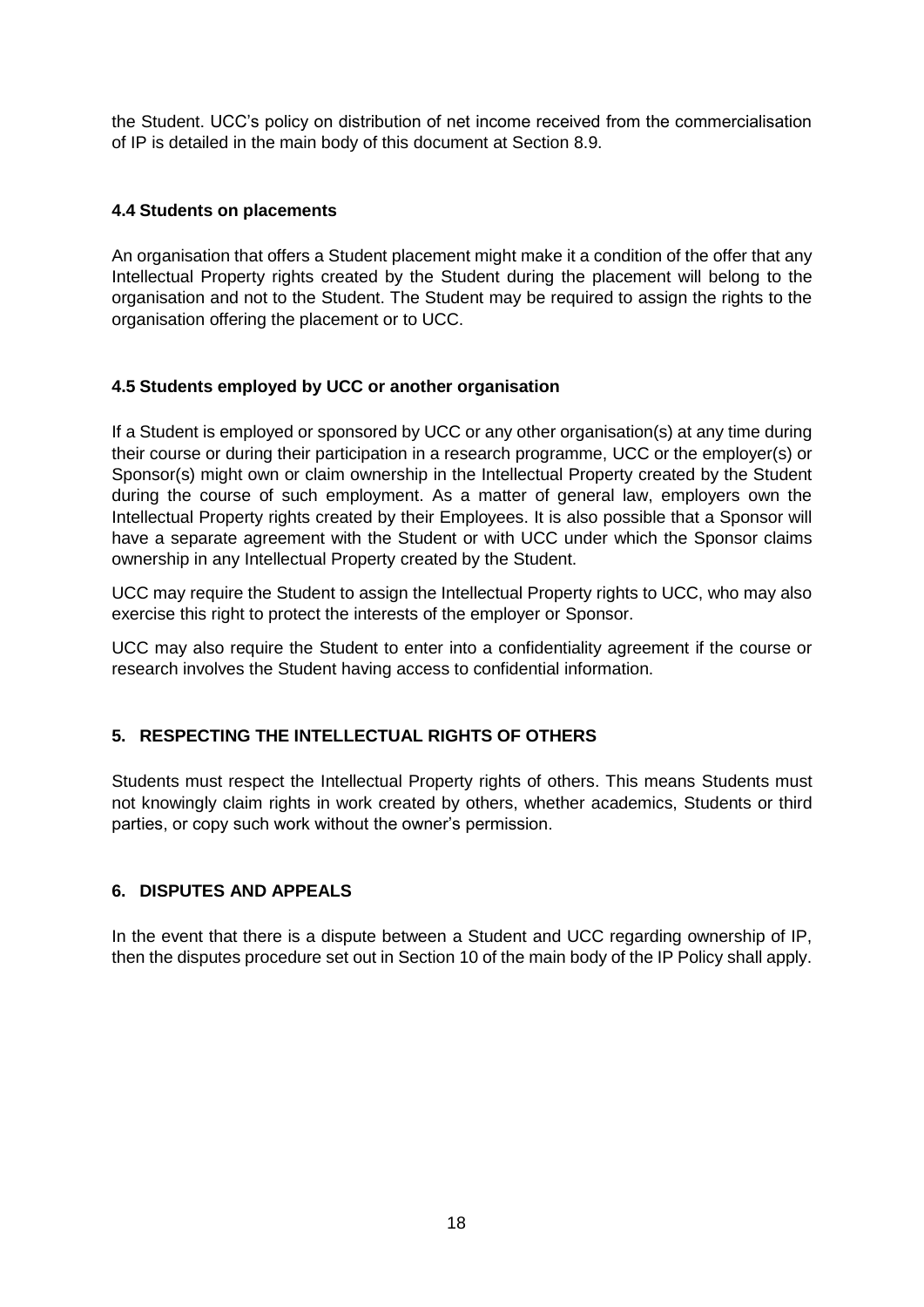the Student. UCC's policy on distribution of net income received from the commercialisation of IP is detailed in the main body of this document at Section 8.9.

### 4.4 Students on placements

An organisation that offers a Student placement might make it a condition of the offer that any Intellectual Property rights created by the Student during the placement will belong to the organisation and not to the Student. The Student may be required to assign the rights to the organisation offering the placement or to UCC.

### 4.5 Students employed by UCC or another organisation

If a Student is employed or sponsored by UCC or any other organisation(s) at any time during their course or during their participation in a research programme, UCC or the employer(s) or Sponsor(s) might own or claim ownership in the Intellectual Property created by the Student during the course of such employment. As a matter of general law, employers own the Intellectual Property rights created by their Employees. It is also possible that a Sponsor will have a separate agreement with the Student or with UCC under which the Sponsor claims ownership in any Intellectual Property created by the Student.

UCC may require the Student to assign the Intellectual Property rights to UCC, who may also exercise this right to protect the interests of the employer or Sponsor.

UCC may also require the Student to enter into a confidentiality agreement if the course or research involves the Student having access to confidential information.

## 5. RESPECTING THE INTELLECTUAL RIGHTS OF OTHERS

Students must respect the Intellectual Property rights of others. This means Students must not knowingly claim rights in work created by others, whether academics, Students or third parties, or copy such work without the owner's permission.

## 6. DISPUTES AND APPEALS

In the event that there is a dispute between a Student and UCC regarding ownership of IP, then the disputes procedure set out in Section 10 of the main body of the IP Policy shall apply.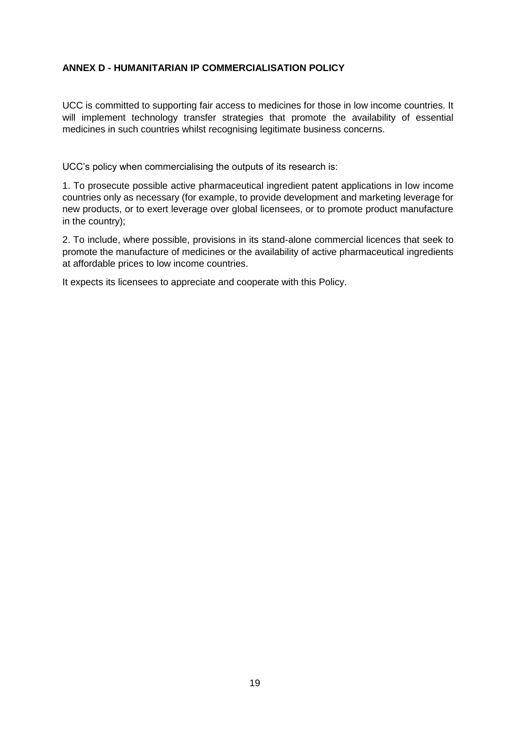## ANNEX D - HUMANITARIAN IP COMMERCIALISATION POLICY

UCC is committed to supporting fair access to medicines for those in low income countries. It will implement technology transfer strategies that promote the availability of essential medicines in such countries whilst recognising legitimate business concerns.

UCC's policy when commercialising the outputs of its research is:

1. To prosecute possible active pharmaceutical ingredient patent applications in low income countries only as necessary (for example, to provide development and marketing leverage for new products, or to exert leverage over global licensees, or to promote product manufacture in the country);

2. To include, where possible, provisions in its stand-alone commercial licences that seek to promote the manufacture of medicines or the availability of active pharmaceutical ingredients at affordable prices to low income countries.

It expects its licensees to appreciate and cooperate with this Policy.